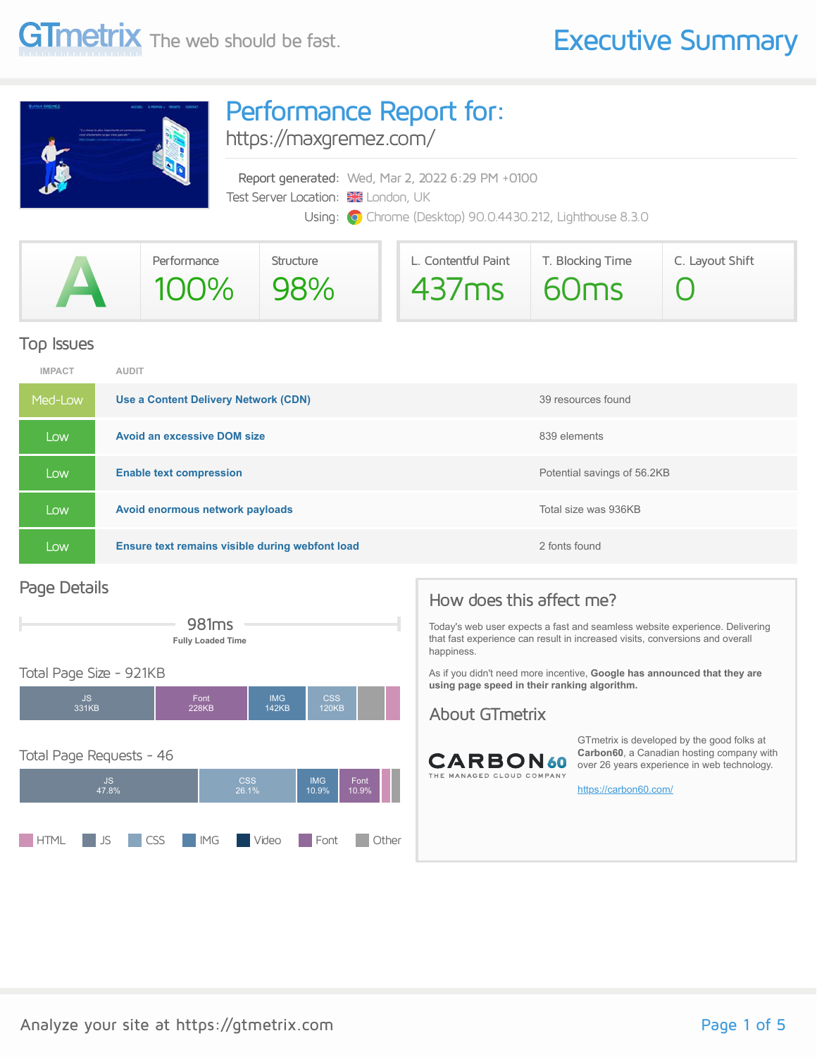# Executive Summary

## Performance Report for:

https://maxgremez.com/

Report generated: Wed, Mar 2, 2022 6:29 PM +0100
Test Server Location: London, UK
Using: Chrome (Desktop) 90.0.4430.212, Lighthouse 8.3.0

| GTmetrix Grade | Performance | Structure | L. Contentful Paint | T. Blocking Time | C. Layout Shift |
|---|---|---|---|---|---|
| A | 100% | 98% | 437ms | 60ms | 0 |

## Top Issues

| IMPACT | AUDIT | |
|---|---|---|
| Med-Low | **Use a Content Delivery Network (CDN)** | 39 resources found |
| Low | **Avoid an excessive DOM size** | 839 elements |
| Low | **Enable text compression** | Potential savings of 56.2KB |
| Low | **Avoid enormous network payloads** | Total size was 936KB |
| Low | **Ensure text remains visible during webfont load** | 2 fonts found |

## Page Details

981ms
**Fully Loaded Time**

### Total Page Size - 921KB

| JS | Font | IMG | CSS |
|---|---|---|---|
| 331KB | 228KB | 142KB | 120KB |

### Total Page Requests - 46

| JS | CSS | IMG | Font |
|---|---|---|---|
| 47.8% | 26.1% | 10.9% | 10.9% |

HTML, JS, CSS, IMG, Video, Font, Other

## How does this affect me?

Today's web user expects a fast and seamless website experience. Delivering that fast experience can result in increased visits, conversions and overall happiness.

As if you didn't need more incentive, **Google has announced that they are using page speed in their ranking algorithm.**

## About GTmetrix

CARBON60 THE MANAGED CLOUD COMPANY

GTmetrix is developed by the good folks at **Carbon60**, a Canadian hosting company with over 26 years experience in web technology.

https://carbon60.com/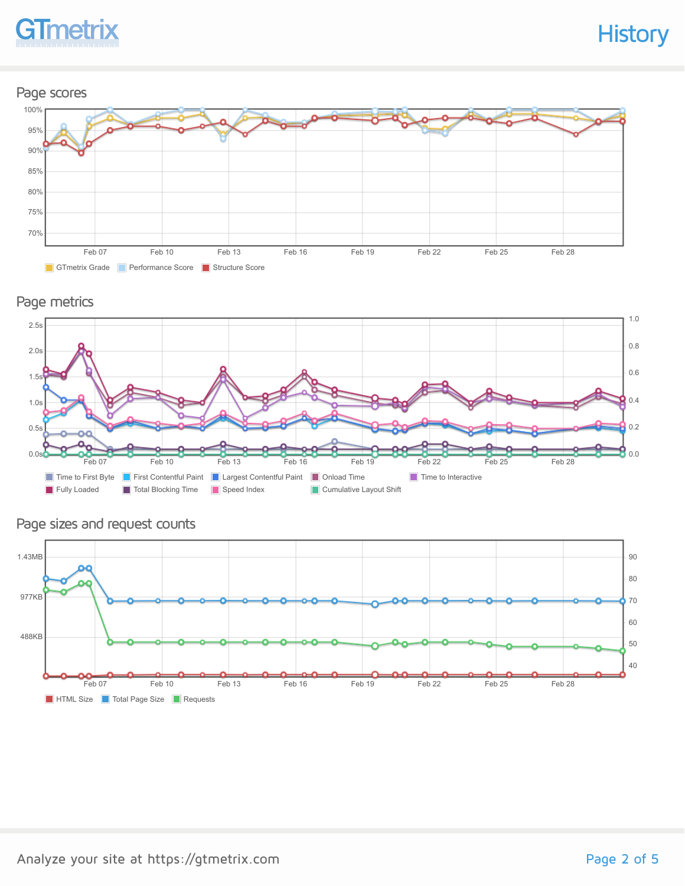# History

## Page scores

100%
95%
90%
85%
80%
75%
70%

Feb 07 Feb 10 Feb 13 Feb 16 Feb 19 Feb 22 Feb 25 Feb 28

GTmetrix Grade | Performance Score | Structure Score

## Page metrics

2.5s
2.0s
1.5s
1.0s
0.5s
0.0s

1.0
0.8
0.6
0.4
0.2
0.0

Feb 07 Feb 10 Feb 13 Feb 16 Feb 19 Feb 22 Feb 25 Feb 28

Time to First Byte | First Contentful Paint | Largest Contentful Paint | Onload Time | Time to Interactive | Fully Loaded | Total Blocking Time | Speed Index | Cumulative Layout Shift

## Page sizes and request counts

1.43MB
977KB
488KB

90
80
70
60
50
40

Feb 07 Feb 10 Feb 13 Feb 16 Feb 19 Feb 22 Feb 25 Feb 28

HTML Size | Total Page Size | Requests

Analyze your site at https://gtmetrix.com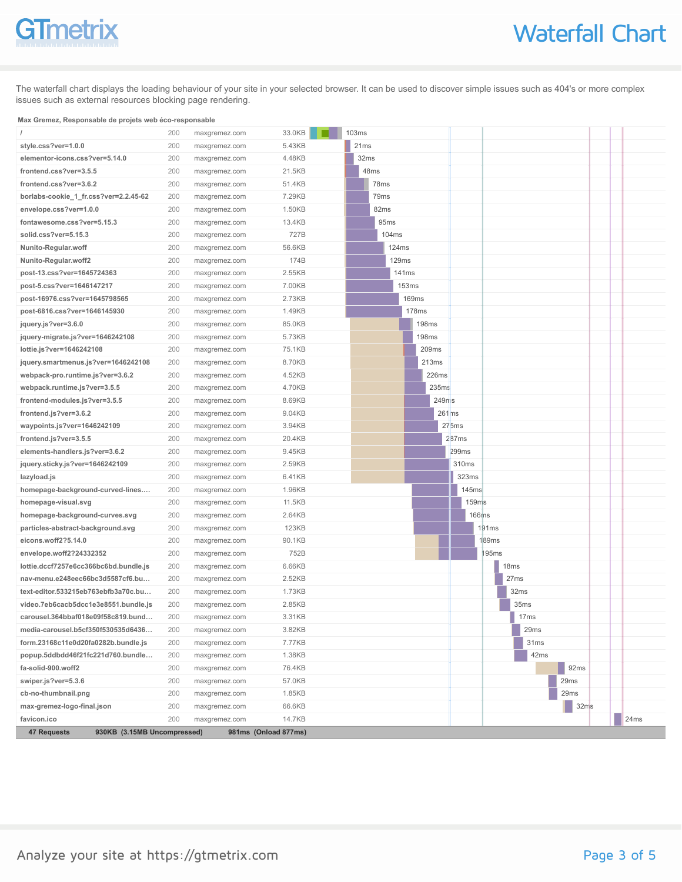# Waterfall Chart

The waterfall chart displays the loading behaviour of your site in your selected browser. It can be used to discover simple issues such as 404's or more complex issues such as external resources blocking page rendering.

**Max Gremez, Responsable de projets web éco-responsable**

| Resource | Status | Domain | Size | Time |
|---|---|---|---|---|
| / | 200 | maxgremez.com | 33.0KB | 103ms |
| style.css?ver=1.0.0 | 200 | maxgremez.com | 5.43KB | 21ms |
| elementor-icons.css?ver=5.14.0 | 200 | maxgremez.com | 4.48KB | 32ms |
| frontend.css?ver=3.5.5 | 200 | maxgremez.com | 21.5KB | 48ms |
| frontend.css?ver=3.6.2 | 200 | maxgremez.com | 51.4KB | 78ms |
| borlabs-cookie_1_fr.css?ver=2.2.45-62 | 200 | maxgremez.com | 7.29KB | 79ms |
| envelope.css?ver=1.0.0 | 200 | maxgremez.com | 1.50KB | 82ms |
| fontawesome.css?ver=5.15.3 | 200 | maxgremez.com | 13.4KB | 95ms |
| solid.css?ver=5.15.3 | 200 | maxgremez.com | 727B | 104ms |
| Nunito-Regular.woff | 200 | maxgremez.com | 56.6KB | 124ms |
| Nunito-Regular.woff2 | 200 | maxgremez.com | 174B | 129ms |
| post-13.css?ver=1645724363 | 200 | maxgremez.com | 2.55KB | 141ms |
| post-5.css?ver=1646147217 | 200 | maxgremez.com | 7.00KB | 153ms |
| post-16976.css?ver=1645798565 | 200 | maxgremez.com | 2.73KB | 169ms |
| post-6816.css?ver=1646145930 | 200 | maxgremez.com | 1.49KB | 178ms |
| jquery.js?ver=3.6.0 | 200 | maxgremez.com | 85.0KB | 198ms |
| jquery-migrate.js?ver=1646242108 | 200 | maxgremez.com | 5.73KB | 198ms |
| lottie.js?ver=1646242108 | 200 | maxgremez.com | 75.1KB | 209ms |
| jquery.smartmenus.js?ver=1646242108 | 200 | maxgremez.com | 8.70KB | 213ms |
| webpack-pro.runtime.js?ver=3.6.2 | 200 | maxgremez.com | 4.52KB | 226ms |
| webpack.runtime.js?ver=3.5.5 | 200 | maxgremez.com | 4.70KB | 235ms |
| frontend-modules.js?ver=3.5.5 | 200 | maxgremez.com | 8.69KB | 249ms |
| frontend.js?ver=3.6.2 | 200 | maxgremez.com | 9.04KB | 261ms |
| waypoints.js?ver=1646242109 | 200 | maxgremez.com | 3.94KB | 275ms |
| frontend.js?ver=3.5.5 | 200 | maxgremez.com | 20.4KB | 287ms |
| elements-handlers.js?ver=3.6.2 | 200 | maxgremez.com | 9.45KB | 299ms |
| jquery.sticky.js?ver=1646242109 | 200 | maxgremez.com | 2.59KB | 310ms |
| lazyload.js | 200 | maxgremez.com | 6.41KB | 323ms |
| homepage-background-curved-lines.... | 200 | maxgremez.com | 1.96KB | 145ms |
| homepage-visual.svg | 200 | maxgremez.com | 11.5KB | 159ms |
| homepage-background-curves.svg | 200 | maxgremez.com | 2.64KB | 166ms |
| particles-abstract-background.svg | 200 | maxgremez.com | 123KB | 191ms |
| eicons.woff2?5.14.0 | 200 | maxgremez.com | 90.1KB | 189ms |
| envelope.woff2?24332352 | 200 | maxgremez.com | 752B | 195ms |
| lottie.dccf7257e6cc366bc6bd.bundle.js | 200 | maxgremez.com | 6.66KB | 18ms |
| nav-menu.e248eec66bc3d5587cf6.bu... | 200 | maxgremez.com | 2.52KB | 27ms |
| text-editor.533215eb763ebfb3a70c.bu... | 200 | maxgremez.com | 1.73KB | 32ms |
| video.7eb6cacb5dcc1e3e8551.bundle.js | 200 | maxgremez.com | 2.85KB | 35ms |
| carousel.364bbaf018e09f58c819.bund... | 200 | maxgremez.com | 3.31KB | 17ms |
| media-carousel.b5cf350f530535d6436... | 200 | maxgremez.com | 3.82KB | 29ms |
| form.23168c11e0d20fa0282b.bundle.js | 200 | maxgremez.com | 7.77KB | 31ms |
| popup.5ddbdd46f21fc221d760.bundle... | 200 | maxgremez.com | 1.38KB | 42ms |
| fa-solid-900.woff2 | 200 | maxgremez.com | 76.4KB | 92ms |
| swiper.js?ver=5.3.6 | 200 | maxgremez.com | 57.0KB | 29ms |
| cb-no-thumbnail.png | 200 | maxgremez.com | 1.85KB | 29ms |
| max-gremez-logo-final.json | 200 | maxgremez.com | 66.6KB | 32ms |
| favicon.ico | 200 | maxgremez.com | 14.7KB | 24ms |
| **47 Requests** | | | **930KB (3.15MB Uncompressed)** | **981ms (Onload 877ms)** |

Analyze your site at https://gtmetrix.com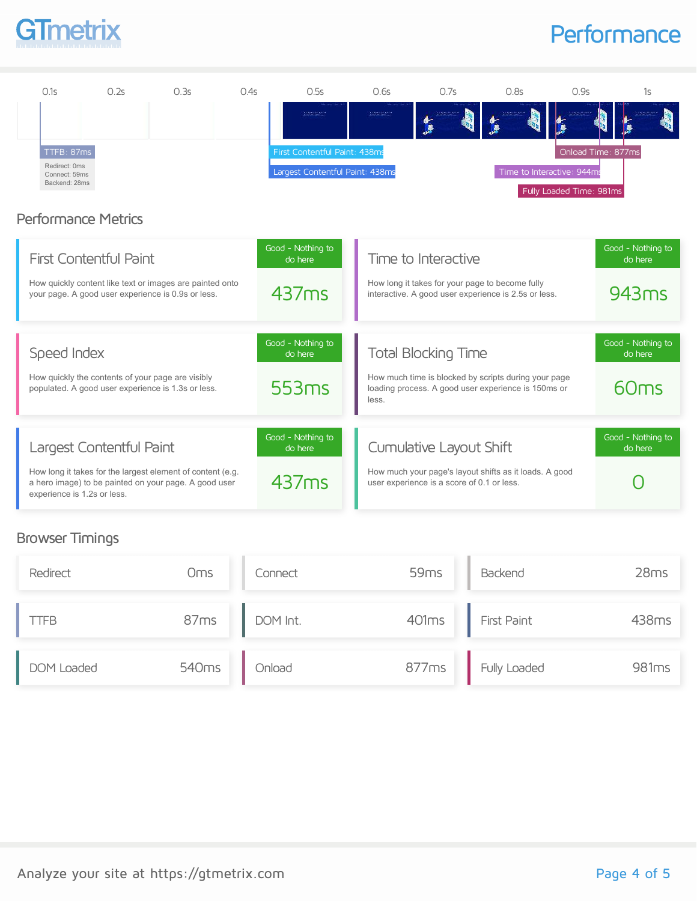# Performance

0.1s 0.2s 0.3s 0.4s 0.5s 0.6s 0.7s 0.8s 0.9s 1s

TTFB: 87ms
Redirect: 0ms
Connect: 59ms
Backend: 28ms

First Contentful Paint: 438ms

Largest Contentful Paint: 438ms

Onload Time: 877ms

Time to Interactive: 944ms

Fully Loaded Time: 981ms

## Performance Metrics

### First Contentful Paint

How quickly content like text or images are painted onto your page. A good user experience is 0.9s or less.

Good - Nothing to do here

**437ms**

### Time to Interactive

How long it takes for your page to become fully interactive. A good user experience is 2.5s or less.

Good - Nothing to do here

**943ms**

### Speed Index

How quickly the contents of your page are visibly populated. A good user experience is 1.3s or less.

Good - Nothing to do here

**553ms**

### Total Blocking Time

How much time is blocked by scripts during your page loading process. A good user experience is 150ms or less.

Good - Nothing to do here

**60ms**

### Largest Contentful Paint

How long it takes for the largest element of content (e.g. a hero image) to be painted on your page. A good user experience is 1.2s or less.

Good - Nothing to do here

**437ms**

### Cumulative Layout Shift

How much your page's layout shifts as it loads. A good user experience is a score of 0.1 or less.

Good - Nothing to do here

**0**

## Browser Timings

| Timing | Value |
| --- | --- |
| Redirect | 0ms |
| Connect | 59ms |
| Backend | 28ms |
| TTFB | 87ms |
| DOM Int. | 401ms |
| First Paint | 438ms |
| DOM Loaded | 540ms |
| Onload | 877ms |
| Fully Loaded | 981ms |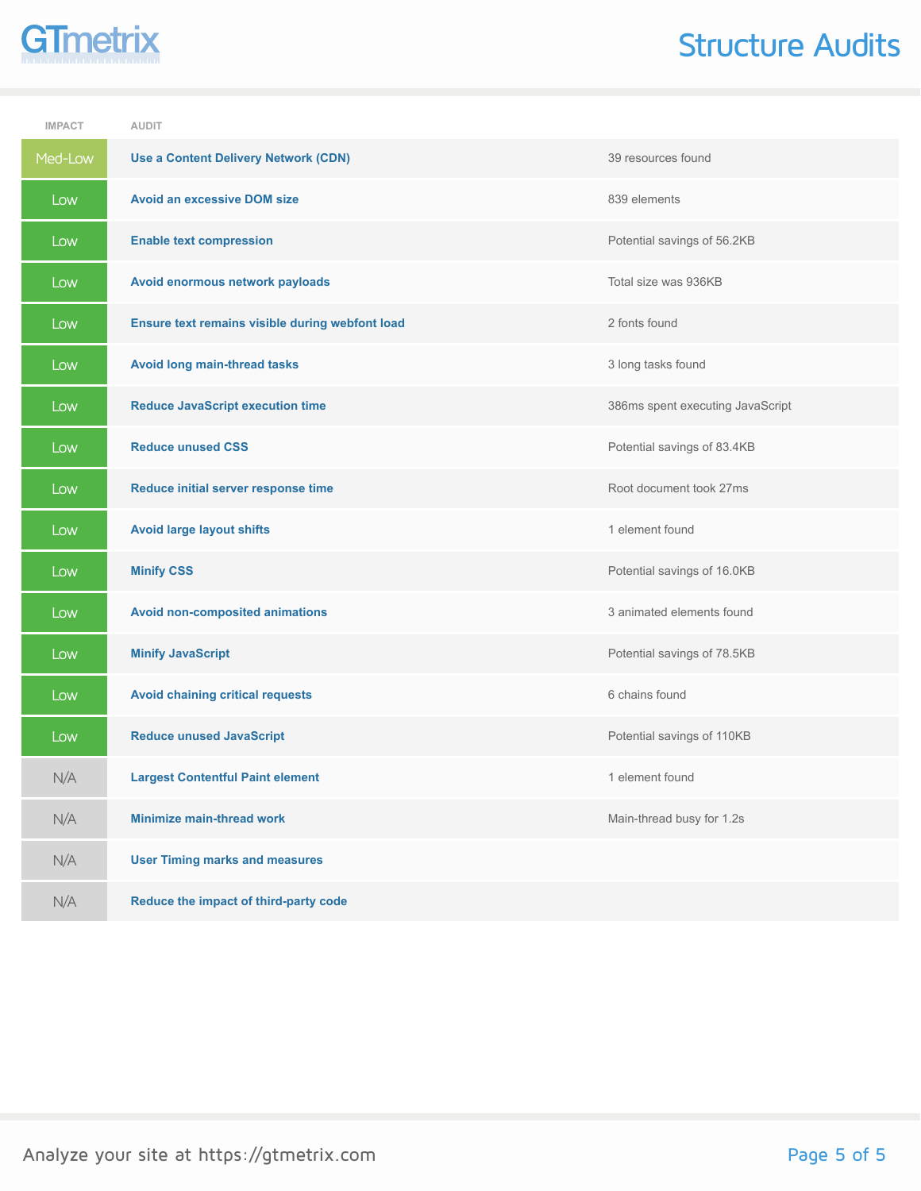# Structure Audits

| IMPACT | AUDIT | |
|---|---|---|
| Med-Low | **Use a Content Delivery Network (CDN)** | 39 resources found |
| Low | **Avoid an excessive DOM size** | 839 elements |
| Low | **Enable text compression** | Potential savings of 56.2KB |
| Low | **Avoid enormous network payloads** | Total size was 936KB |
| Low | **Ensure text remains visible during webfont load** | 2 fonts found |
| Low | **Avoid long main-thread tasks** | 3 long tasks found |
| Low | **Reduce JavaScript execution time** | 386ms spent executing JavaScript |
| Low | **Reduce unused CSS** | Potential savings of 83.4KB |
| Low | **Reduce initial server response time** | Root document took 27ms |
| Low | **Avoid large layout shifts** | 1 element found |
| Low | **Minify CSS** | Potential savings of 16.0KB |
| Low | **Avoid non-composited animations** | 3 animated elements found |
| Low | **Minify JavaScript** | Potential savings of 78.5KB |
| Low | **Avoid chaining critical requests** | 6 chains found |
| Low | **Reduce unused JavaScript** | Potential savings of 110KB |
| N/A | **Largest Contentful Paint element** | 1 element found |
| N/A | **Minimize main-thread work** | Main-thread busy for 1.2s |
| N/A | **User Timing marks and measures** | |
| N/A | **Reduce the impact of third-party code** | |

Analyze your site at https://gtmetrix.com